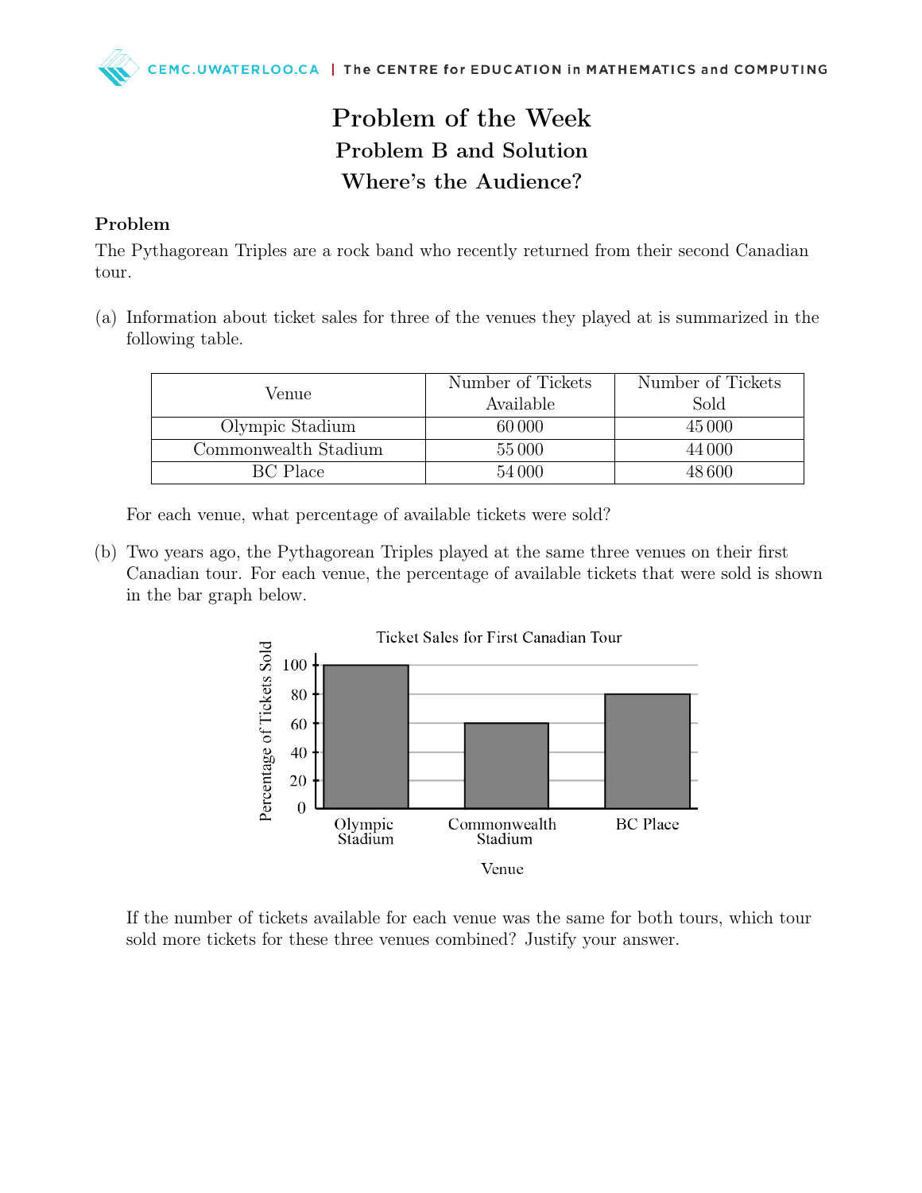# Problem of the Week

## Problem B and Solution

## Where's the Audience?

### Problem

The Pythagorean Triples are a rock band who recently returned from their second Canadian tour.

(a) Information about ticket sales for three of the venues they played at is summarized in the following table.

| Venue | Number of Tickets Available | Number of Tickets Sold |
|---|---|---|
| Olympic Stadium | 60 000 | 45 000 |
| Commonwealth Stadium | 55 000 | 44 000 |
| BC Place | 54 000 | 48 600 |

For each venue, what percentage of available tickets were sold?

(b) Two years ago, the Pythagorean Triples played at the same three venues on their first Canadian tour. For each venue, the percentage of available tickets that were sold is shown in the bar graph below.

Ticket Sales for First Canadian Tour

| Venue | Percentage of Tickets Sold |
|---|---|
| Olympic Stadium | 100 |
| Commonwealth Stadium | 60 |
| BC Place | 80 |

If the number of tickets available for each venue was the same for both tours, which tour sold more tickets for these three venues combined? Justify your answer.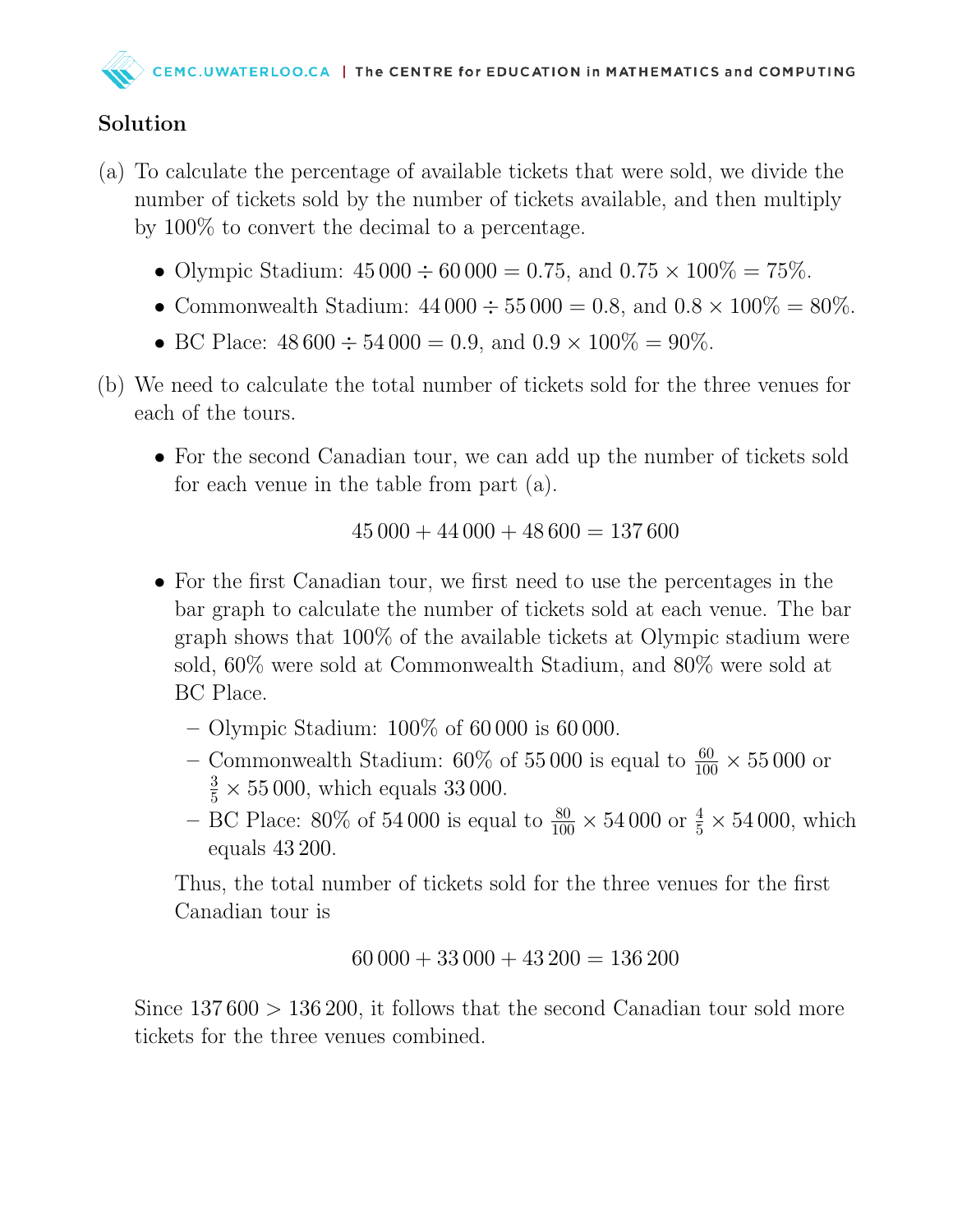**Solution**

(a) To calculate the percentage of available tickets that were sold, we divide the number of tickets sold by the number of tickets available, and then multiply by 100% to convert the decimal to a percentage.

- Olympic Stadium: $45\,000 \div 60\,000 = 0.75$, and $0.75 \times 100\% = 75\%$.
- Commonwealth Stadium: $44\,000 \div 55\,000 = 0.8$, and $0.8 \times 100\% = 80\%$.
- BC Place: $48\,600 \div 54\,000 = 0.9$, and $0.9 \times 100\% = 90\%$.

(b) We need to calculate the total number of tickets sold for the three venues for each of the tours.

- For the second Canadian tour, we can add up the number of tickets sold for each venue in the table from part (a).

$$45\,000 + 44\,000 + 48\,600 = 137\,600$$

- For the first Canadian tour, we first need to use the percentages in the bar graph to calculate the number of tickets sold at each venue. The bar graph shows that 100% of the available tickets at Olympic stadium were sold, 60% were sold at Commonwealth Stadium, and 80% were sold at BC Place.
  - Olympic Stadium: 100% of $60\,000$ is $60\,000$.
  - Commonwealth Stadium: 60% of $55\,000$ is equal to $\frac{60}{100} \times 55\,000$ or $\frac{3}{5} \times 55\,000$, which equals $33\,000$.
  - BC Place: 80% of $54\,000$ is equal to $\frac{80}{100} \times 54\,000$ or $\frac{4}{5} \times 54\,000$, which equals $43\,200$.

  Thus, the total number of tickets sold for the three venues for the first Canadian tour is

$$60\,000 + 33\,000 + 43\,200 = 136\,200$$

Since $137\,600 > 136\,200$, it follows that the second Canadian tour sold more tickets for the three venues combined.